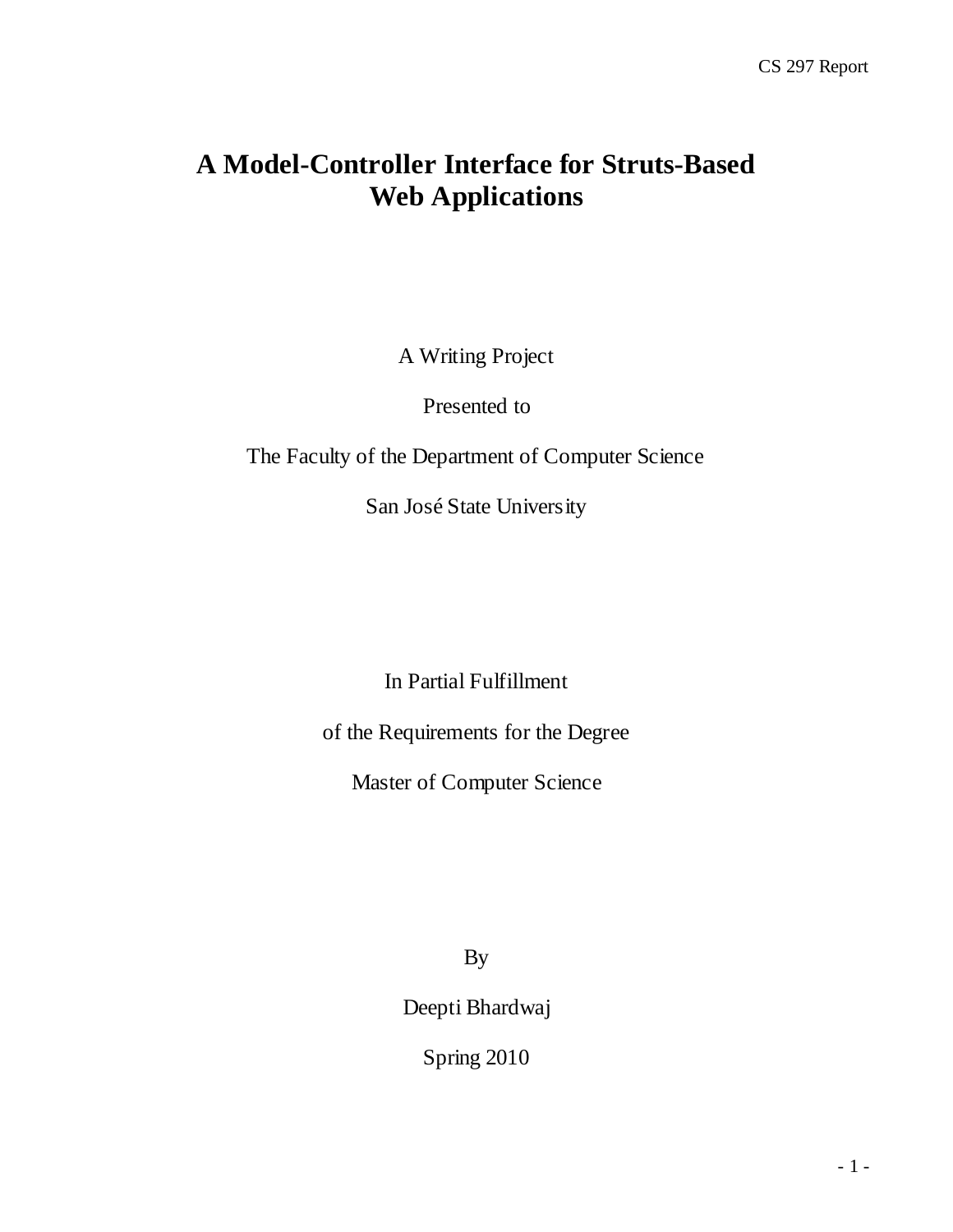# A Model-Controller Interface for Struts-Based Web Applications

A Writing Project

Presented to

The Faculty of the Department of Computer Science

San José State University

In Partial Fulfillment

of the Requirements for the Degree

Master of Computer Science

By

Deepti Bhardwaj

Spring 2010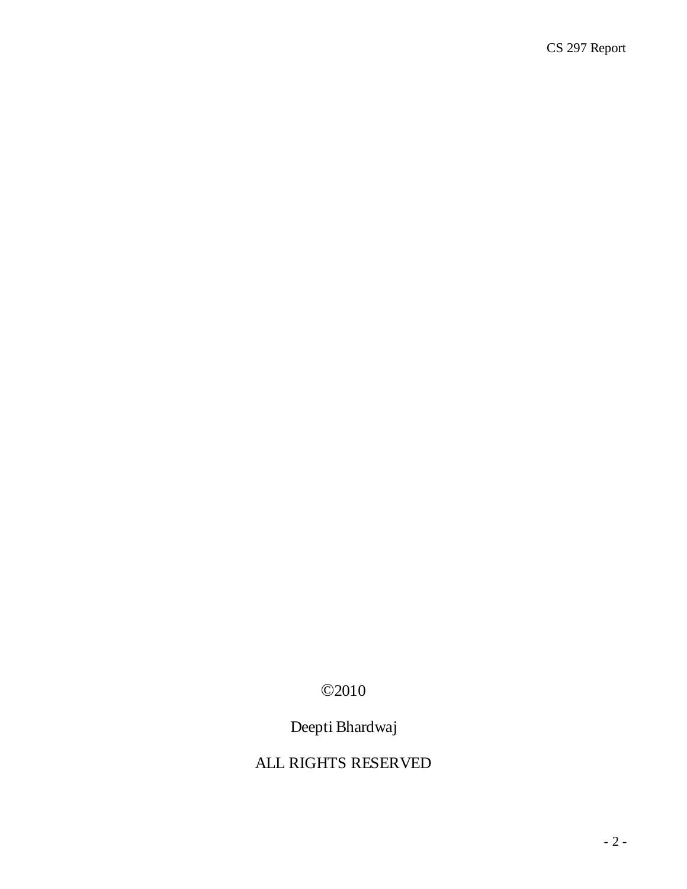©2010

Deepti Bhardwaj

ALL RIGHTS RESERVED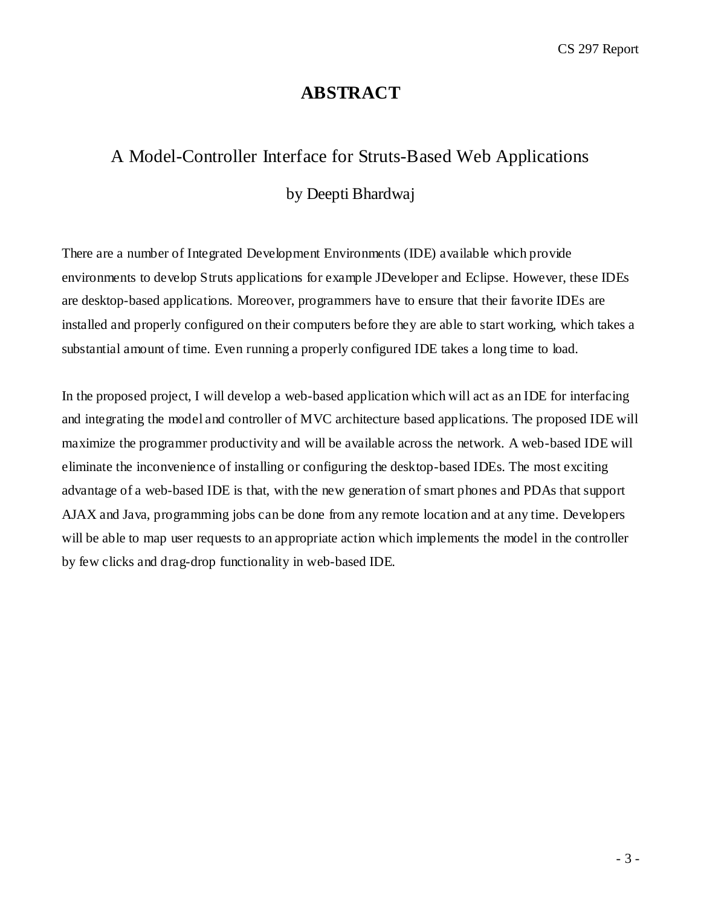# ABSTRACT

## A Model-Controller Interface for Struts-Based Web Applications

by Deepti Bhardwaj

There are a number of Integrated Development Environments (IDE) available which provide environments to develop Struts applications for example JDeveloper and Eclipse. However, these IDEs are desktop-based applications. Moreover, programmers have to ensure that their favorite IDEs are installed and properly configured on their computers before they are able to start working, which takes a substantial amount of time. Even running a properly configured IDE takes a long time to load.

In the proposed project, I will develop a web-based application which will act as an IDE for interfacing and integrating the model and controller of MVC architecture based applications. The proposed IDE will maximize the programmer productivity and will be available across the network. A web-based IDE will eliminate the inconvenience of installing or configuring the desktop-based IDEs. The most exciting advantage of a web-based IDE is that, with the new generation of smart phones and PDAs that support AJAX and Java, programming jobs can be done from any remote location and at any time. Developers will be able to map user requests to an appropriate action which implements the model in the controller by few clicks and drag-drop functionality in web-based IDE.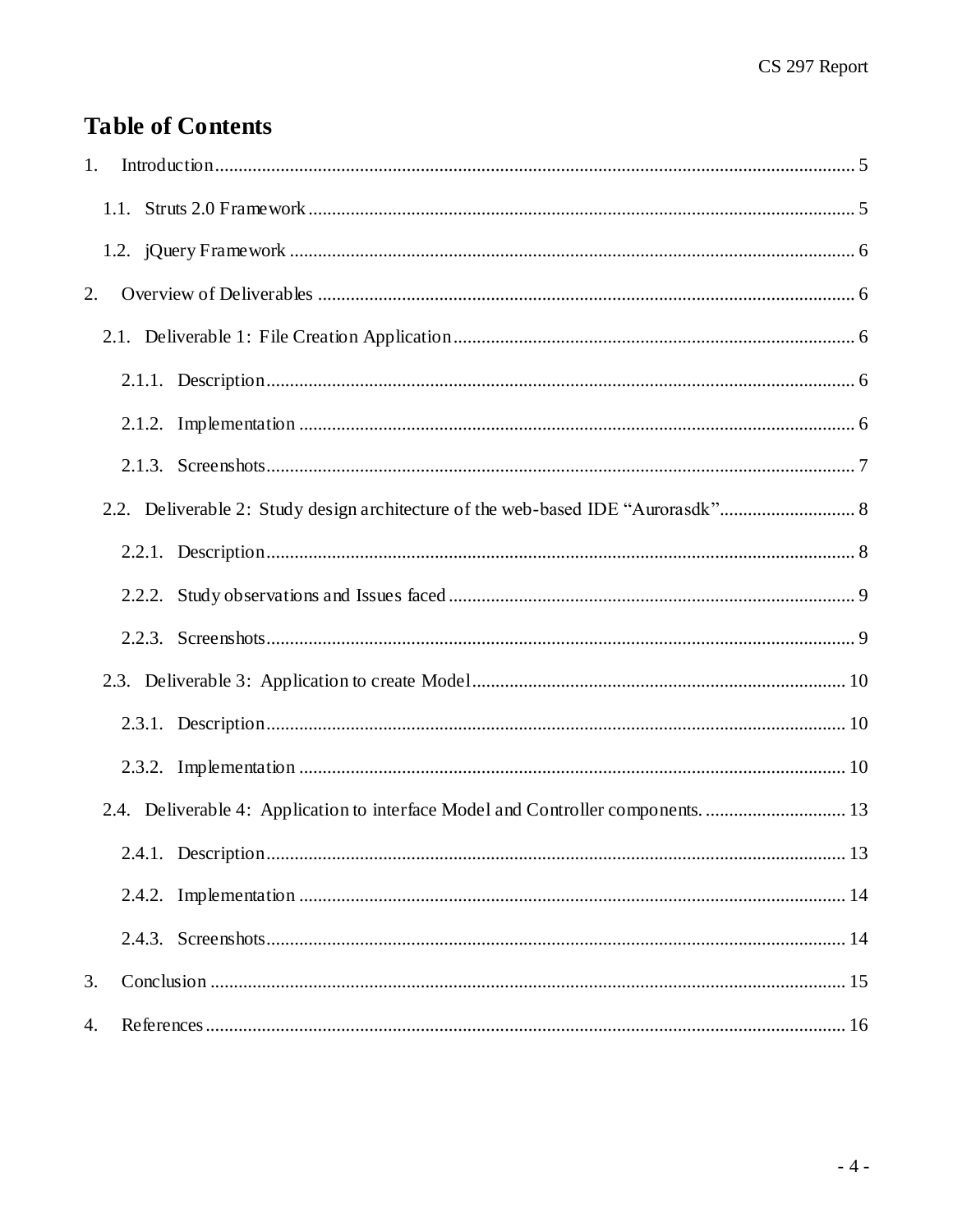# Table of Contents

1. Introduction ..... 5
   - 1.1. Struts 2.0 Framework ..... 5
   - 1.2. jQuery Framework ..... 6
2. Overview of Deliverables ..... 6
   - 2.1. Deliverable 1: File Creation Application ..... 6
     - 2.1.1. Description ..... 6
     - 2.1.2. Implementation ..... 6
     - 2.1.3. Screenshots ..... 7
   - 2.2. Deliverable 2: Study design architecture of the web-based IDE “Aurorasdk” ..... 8
     - 2.2.1. Description ..... 8
     - 2.2.2. Study observations and Issues faced ..... 9
     - 2.2.3. Screenshots ..... 9
   - 2.3. Deliverable 3: Application to create Model ..... 10
     - 2.3.1. Description ..... 10
     - 2.3.2. Implementation ..... 10
   - 2.4. Deliverable 4: Application to interface Model and Controller components. ..... 13
     - 2.4.1. Description ..... 13
     - 2.4.2. Implementation ..... 14
     - 2.4.3. Screenshots ..... 14
3. Conclusion ..... 15
4. References ..... 16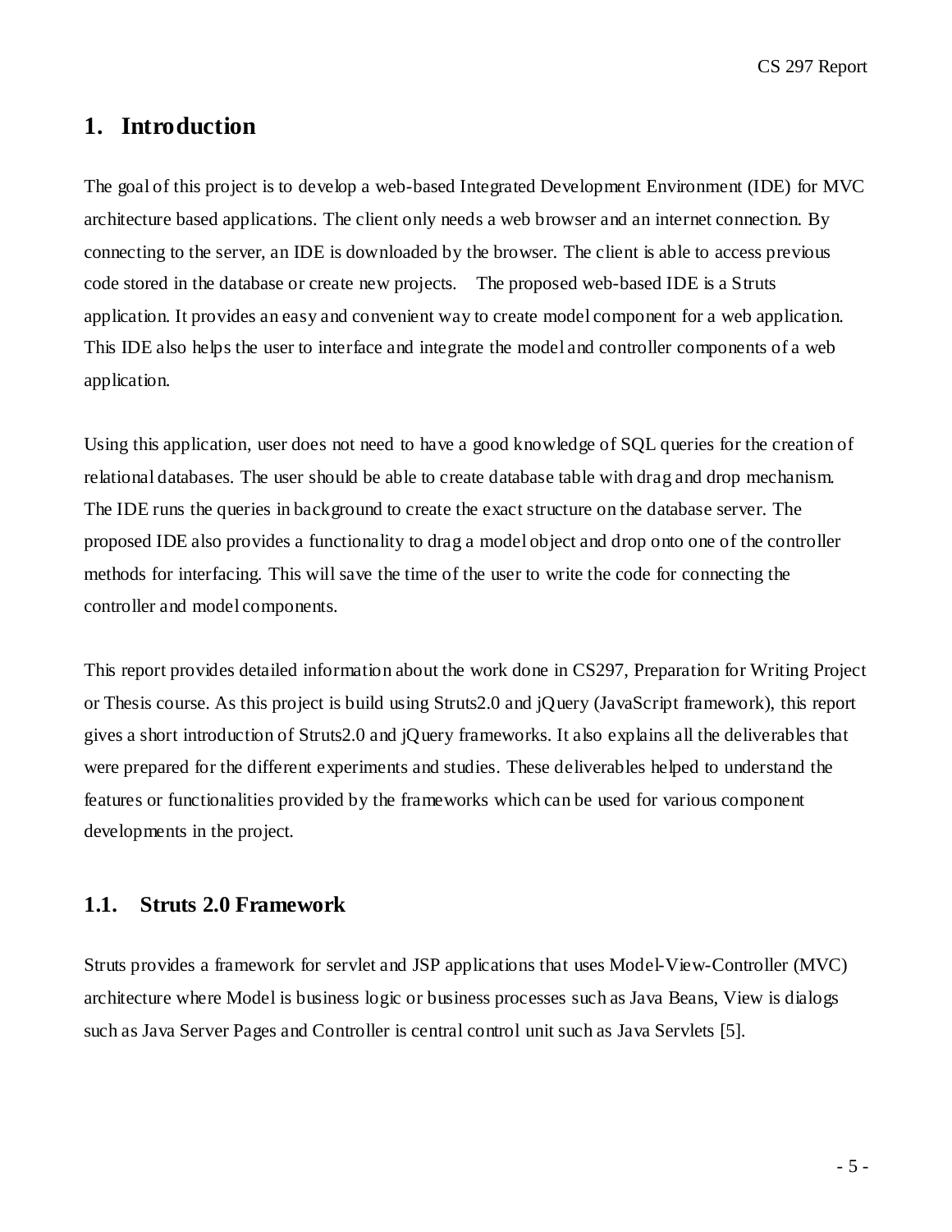# 1. Introduction

The goal of this project is to develop a web-based Integrated Development Environment (IDE) for MVC architecture based applications. The client only needs a web browser and an internet connection. By connecting to the server, an IDE is downloaded by the browser. The client is able to access previous code stored in the database or create new projects. The proposed web-based IDE is a Struts application. It provides an easy and convenient way to create model component for a web application. This IDE also helps the user to interface and integrate the model and controller components of a web application.

Using this application, user does not need to have a good knowledge of SQL queries for the creation of relational databases. The user should be able to create database table with drag and drop mechanism. The IDE runs the queries in background to create the exact structure on the database server. The proposed IDE also provides a functionality to drag a model object and drop onto one of the controller methods for interfacing. This will save the time of the user to write the code for connecting the controller and model components.

This report provides detailed information about the work done in CS297, Preparation for Writing Project or Thesis course. As this project is build using Struts2.0 and jQuery (JavaScript framework), this report gives a short introduction of Struts2.0 and jQuery frameworks. It also explains all the deliverables that were prepared for the different experiments and studies. These deliverables helped to understand the features or functionalities provided by the frameworks which can be used for various component developments in the project.

## 1.1. Struts 2.0 Framework

Struts provides a framework for servlet and JSP applications that uses Model-View-Controller (MVC) architecture where Model is business logic or business processes such as Java Beans, View is dialogs such as Java Server Pages and Controller is central control unit such as Java Servlets [5].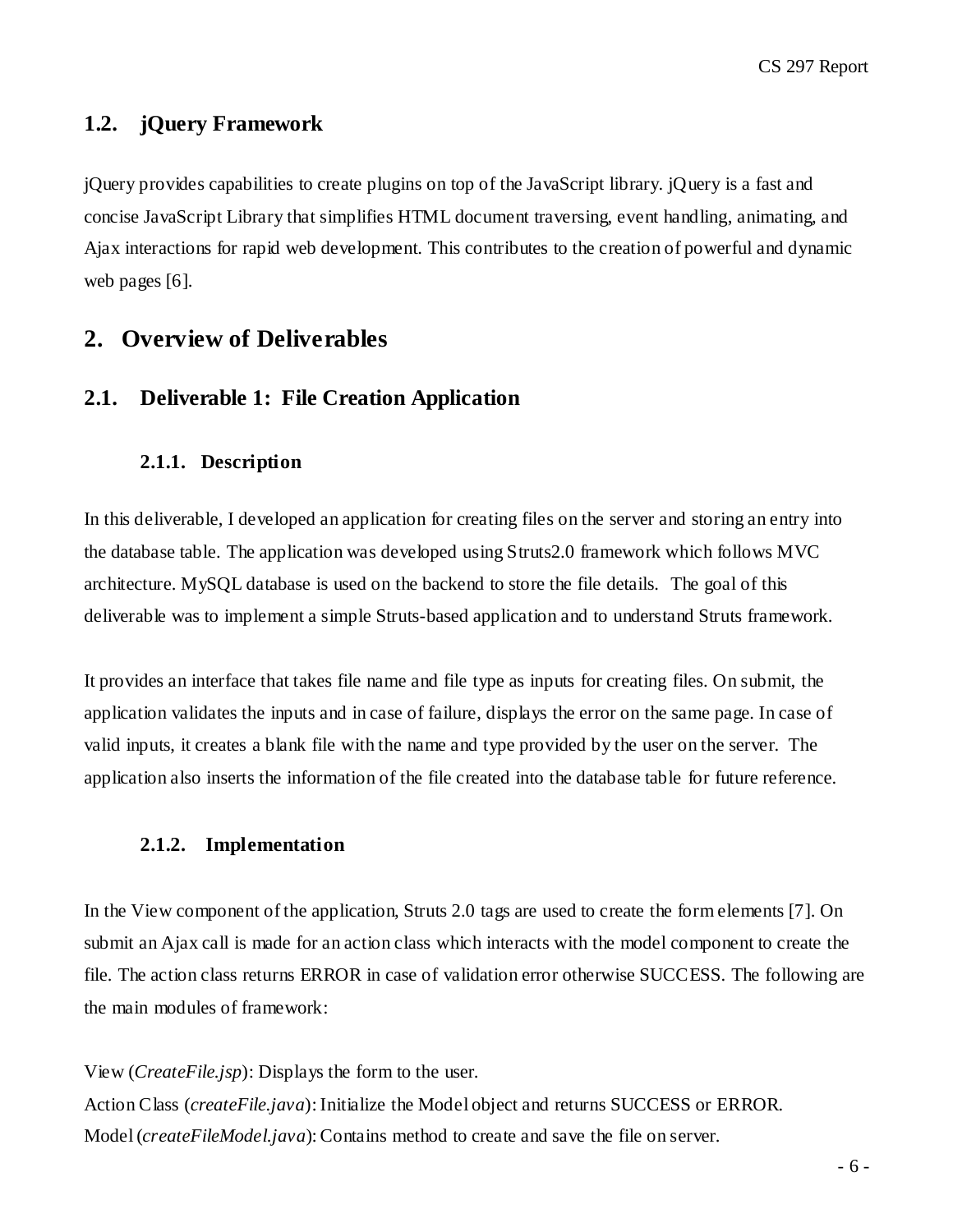### 1.2. jQuery Framework

jQuery provides capabilities to create plugins on top of the JavaScript library. jQuery is a fast and concise JavaScript Library that simplifies HTML document traversing, event handling, animating, and Ajax interactions for rapid web development. This contributes to the creation of powerful and dynamic web pages [6].

## 2. Overview of Deliverables

### 2.1. Deliverable 1: File Creation Application

#### 2.1.1. Description

In this deliverable, I developed an application for creating files on the server and storing an entry into the database table. The application was developed using Struts2.0 framework which follows MVC architecture. MySQL database is used on the backend to store the file details. The goal of this deliverable was to implement a simple Struts-based application and to understand Struts framework.

It provides an interface that takes file name and file type as inputs for creating files. On submit, the application validates the inputs and in case of failure, displays the error on the same page. In case of valid inputs, it creates a blank file with the name and type provided by the user on the server. The application also inserts the information of the file created into the database table for future reference.

#### 2.1.2. Implementation

In the View component of the application, Struts 2.0 tags are used to create the form elements [7]. On submit an Ajax call is made for an action class which interacts with the model component to create the file. The action class returns ERROR in case of validation error otherwise SUCCESS. The following are the main modules of framework:

View (*CreateFile.jsp*): Displays the form to the user.
Action Class (*createFile.java*): Initialize the Model object and returns SUCCESS or ERROR.
Model (*createFileModel.java*): Contains method to create and save the file on server.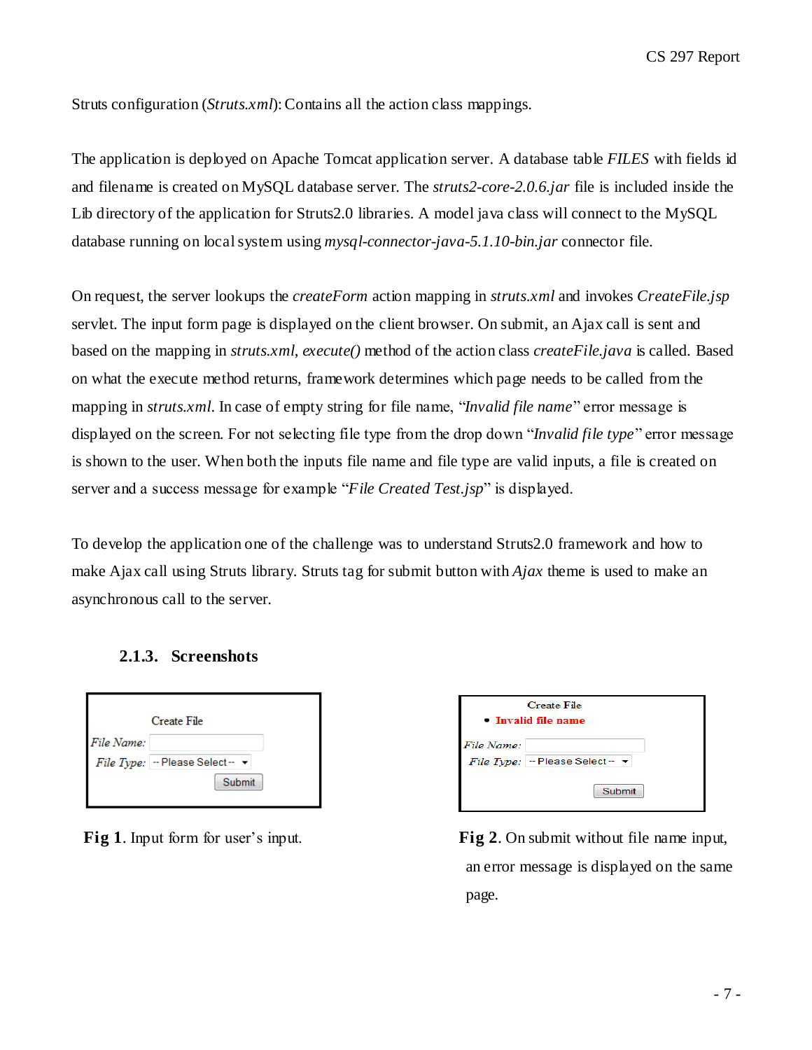Struts configuration (*Struts.xml*): Contains all the action class mappings.

The application is deployed on Apache Tomcat application server. A database table *FILES* with fields id and filename is created on MySQL database server. The *struts2-core-2.0.6.jar* file is included inside the Lib directory of the application for Struts2.0 libraries. A model java class will connect to the MySQL database running on local system using *mysql-connector-java-5.1.10-bin.jar* connector file.

On request, the server lookups the *createForm* action mapping in *struts.xml* and invokes *CreateFile.jsp* servlet. The input form page is displayed on the client browser. On submit, an Ajax call is sent and based on the mapping in *struts.xml*, *execute()* method of the action class *createFile.java* is called. Based on what the execute method returns, framework determines which page needs to be called from the mapping in *struts.xml*. In case of empty string for file name, "*Invalid file name*" error message is displayed on the screen. For not selecting file type from the drop down "*Invalid file type*" error message is shown to the user. When both the inputs file name and file type are valid inputs, a file is created on server and a success message for example "*File Created Test.jsp*" is displayed.

To develop the application one of the challenge was to understand Struts2.0 framework and how to make Ajax call using Struts library. Struts tag for submit button with *Ajax* theme is used to make an asynchronous call to the server.

### 2.1.3. Screenshots

Create File

*File Name:*

*File Type:* -- Please Select --

Submit

**Fig 1**. Input form for user's input.

Create File

- **Invalid file name**

*File Name:*

*File Type:* -- Please Select --

Submit

**Fig 2**. On submit without file name input, an error message is displayed on the same page.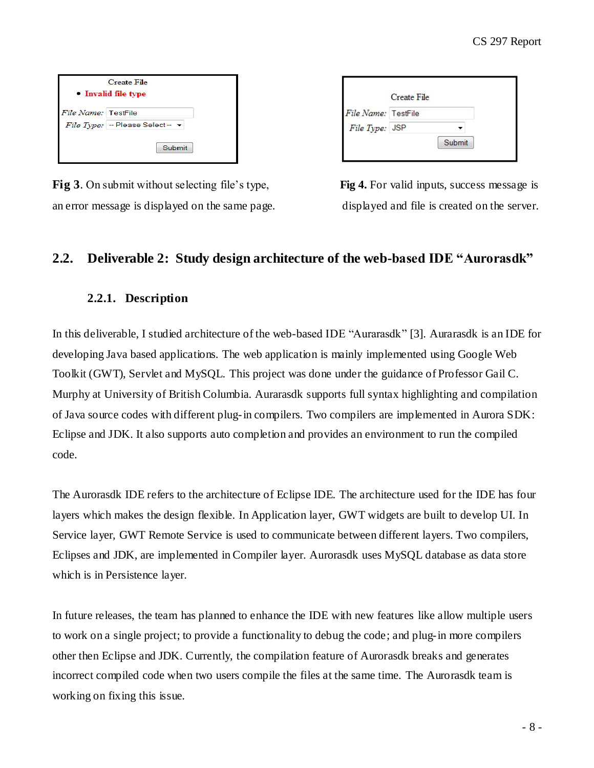Create File

- **Invalid file type**

*File Name:* TestFile

*File Type:* -- Please Select --

Submit

**Fig 3**. On submit without selecting file's type, an error message is displayed on the same page.

Create File

*File Name:* TestFile

*File Type:* JSP

Submit

**Fig 4.** For valid inputs, success message is displayed and file is created on the server.

## 2.2. Deliverable 2: Study design architecture of the web-based IDE "Aurorasdk"

### 2.2.1. Description

In this deliverable, I studied architecture of the web-based IDE "Aurarasdk" [3]. Aurarasdk is an IDE for developing Java based applications. The web application is mainly implemented using Google Web Toolkit (GWT), Servlet and MySQL. This project was done under the guidance of Professor Gail C. Murphy at University of British Columbia. Aurarasdk supports full syntax highlighting and compilation of Java source codes with different plug-in compilers. Two compilers are implemented in Aurora SDK: Eclipse and JDK. It also supports auto completion and provides an environment to run the compiled code.

The Aurorasdk IDE refers to the architecture of Eclipse IDE. The architecture used for the IDE has four layers which makes the design flexible. In Application layer, GWT widgets are built to develop UI. In Service layer, GWT Remote Service is used to communicate between different layers. Two compilers, Eclipses and JDK, are implemented in Compiler layer. Aurorasdk uses MySQL database as data store which is in Persistence layer.

In future releases, the team has planned to enhance the IDE with new features like allow multiple users to work on a single project; to provide a functionality to debug the code; and plug-in more compilers other then Eclipse and JDK. Currently, the compilation feature of Aurorasdk breaks and generates incorrect compiled code when two users compile the files at the same time. The Aurorasdk team is working on fixing this issue.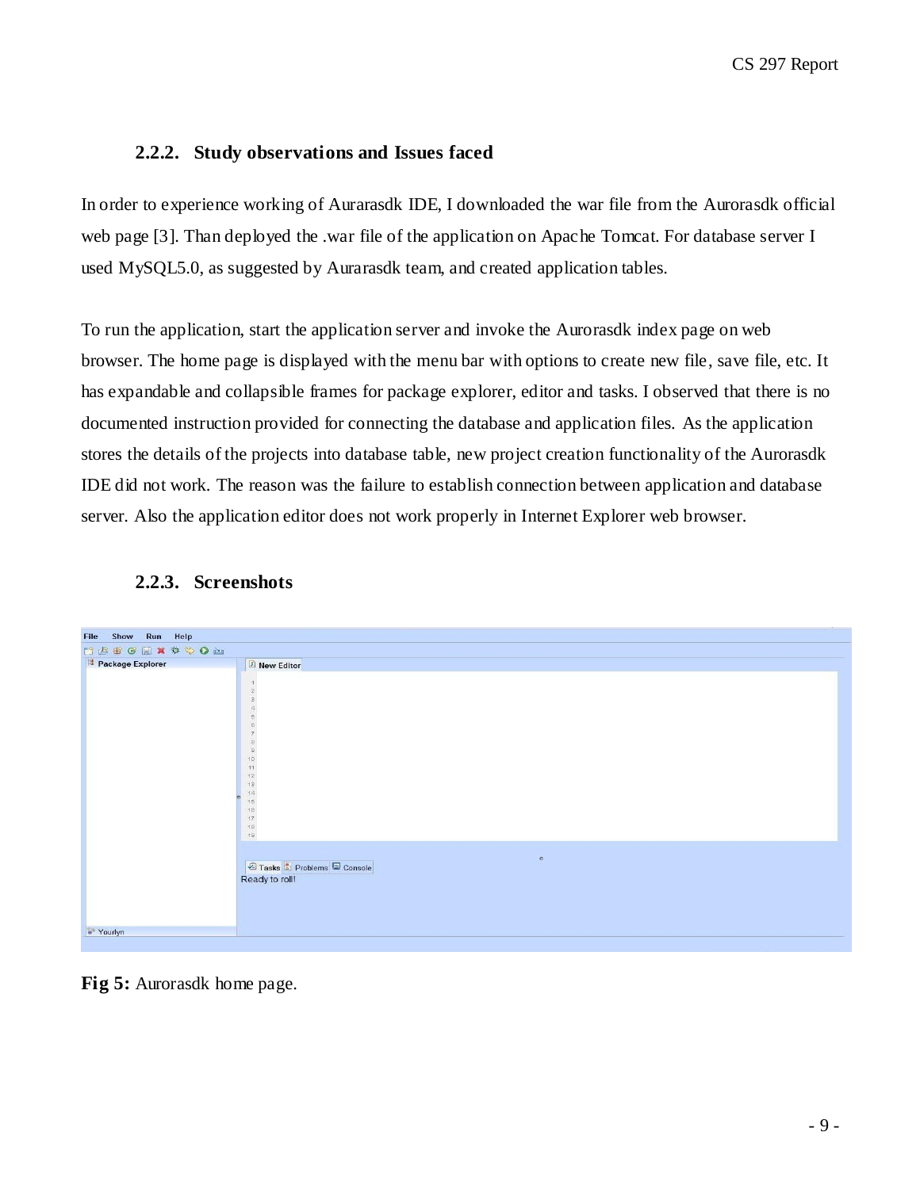### 2.2.2. Study observations and Issues faced

In order to experience working of Aurarasdk IDE, I downloaded the war file from the Aurorasdk official web page [3]. Than deployed the .war file of the application on Apache Tomcat. For database server I used MySQL5.0, as suggested by Aurarasdk team, and created application tables.

To run the application, start the application server and invoke the Aurorasdk index page on web browser. The home page is displayed with the menu bar with options to create new file, save file, etc. It has expandable and collapsible frames for package explorer, editor and tasks. I observed that there is no documented instruction provided for connecting the database and application files. As the application stores the details of the projects into database table, new project creation functionality of the Aurorasdk IDE did not work. The reason was the failure to establish connection between application and database server. Also the application editor does not work properly in Internet Explorer web browser.

### 2.2.3. Screenshots

**Fig 5:** Aurorasdk home page.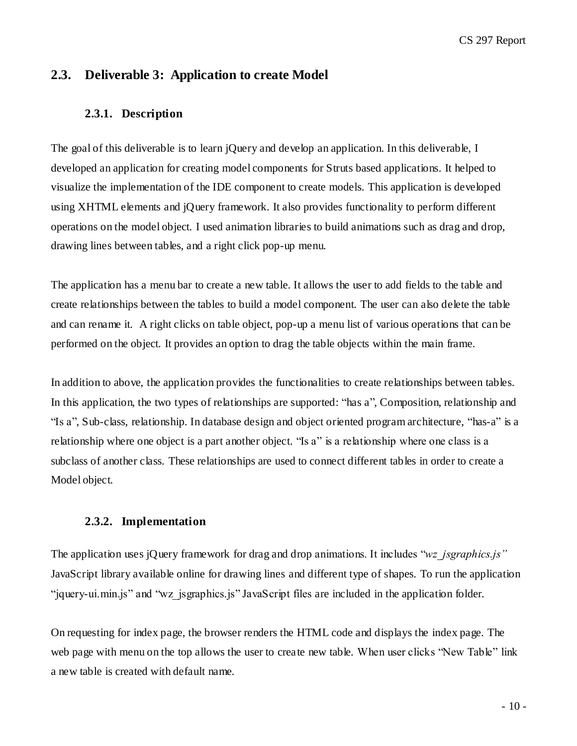## 2.3. Deliverable 3: Application to create Model

### 2.3.1. Description

The goal of this deliverable is to learn jQuery and develop an application. In this deliverable, I developed an application for creating model components for Struts based applications. It helped to visualize the implementation of the IDE component to create models. This application is developed using XHTML elements and jQuery framework. It also provides functionality to perform different operations on the model object. I used animation libraries to build animations such as drag and drop, drawing lines between tables, and a right click pop-up menu.

The application has a menu bar to create a new table. It allows the user to add fields to the table and create relationships between the tables to build a model component. The user can also delete the table and can rename it. A right clicks on table object, pop-up a menu list of various operations that can be performed on the object. It provides an option to drag the table objects within the main frame.

In addition to above, the application provides the functionalities to create relationships between tables. In this application, the two types of relationships are supported: “has a”, Composition, relationship and “Is a”, Sub-class, relationship. In database design and object oriented program architecture, “has-a” is a relationship where one object is a part another object. “Is a” is a relationship where one class is a subclass of another class. These relationships are used to connect different tables in order to create a Model object.

### 2.3.2. Implementation

The application uses jQuery framework for drag and drop animations. It includes “*wz_jsgraphics.js”* JavaScript library available online for drawing lines and different type of shapes. To run the application “jquery-ui.min.js” and “wz_jsgraphics.js” JavaScript files are included in the application folder.

On requesting for index page, the browser renders the HTML code and displays the index page. The web page with menu on the top allows the user to create new table. When user clicks “New Table” link a new table is created with default name.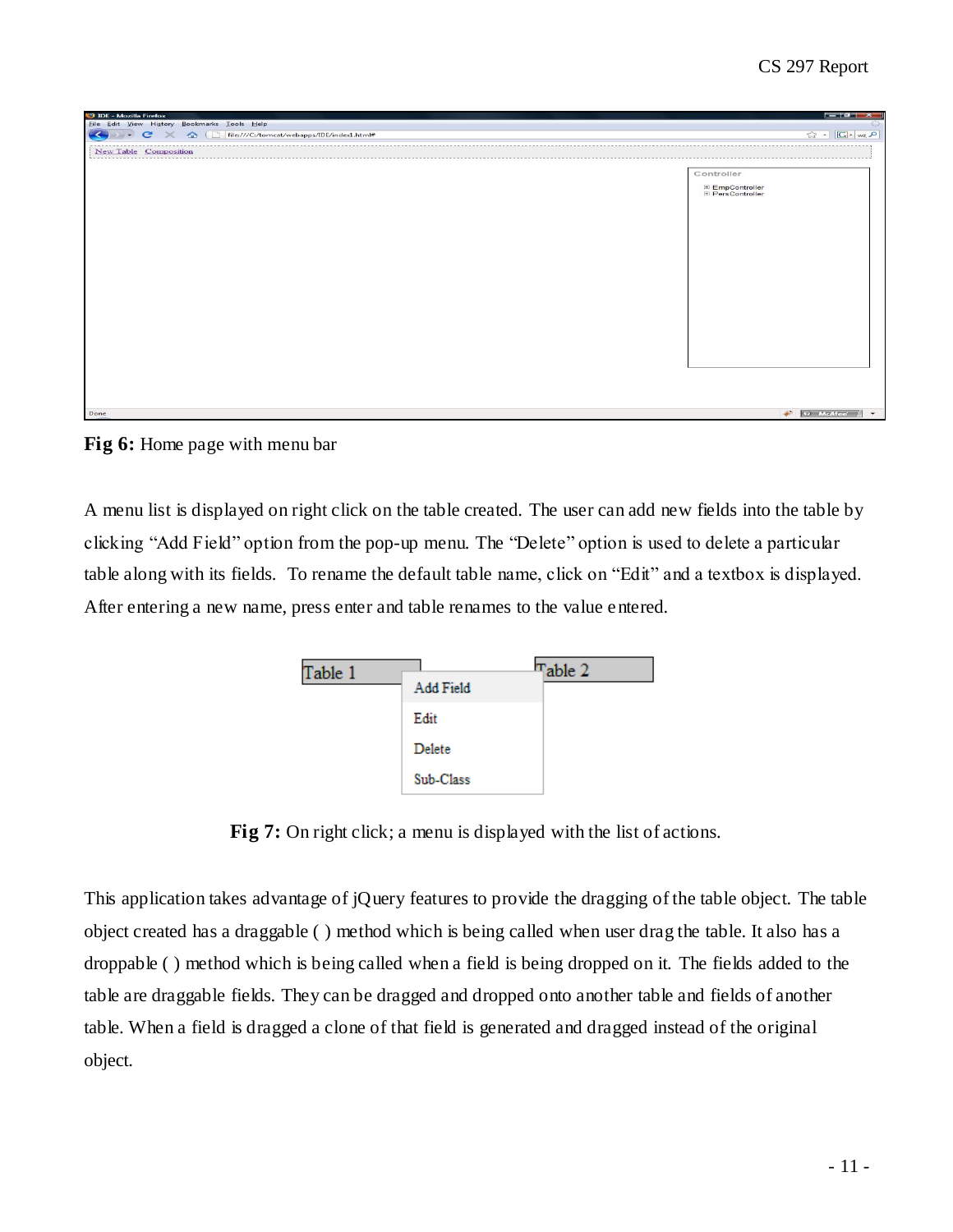**Fig 6:** Home page with menu bar

A menu list is displayed on right click on the table created. The user can add new fields into the table by clicking “Add Field” option from the pop-up menu. The “Delete” option is used to delete a particular table along with its fields. To rename the default table name, click on “Edit” and a textbox is displayed. After entering a new name, press enter and table renames to the value entered.

**Fig 7:** On right click; a menu is displayed with the list of actions.

This application takes advantage of jQuery features to provide the dragging of the table object. The table object created has a draggable ( ) method which is being called when user drag the table. It also has a droppable ( ) method which is being called when a field is being dropped on it. The fields added to the table are draggable fields. They can be dragged and dropped onto another table and fields of another table. When a field is dragged a clone of that field is generated and dragged instead of the original object.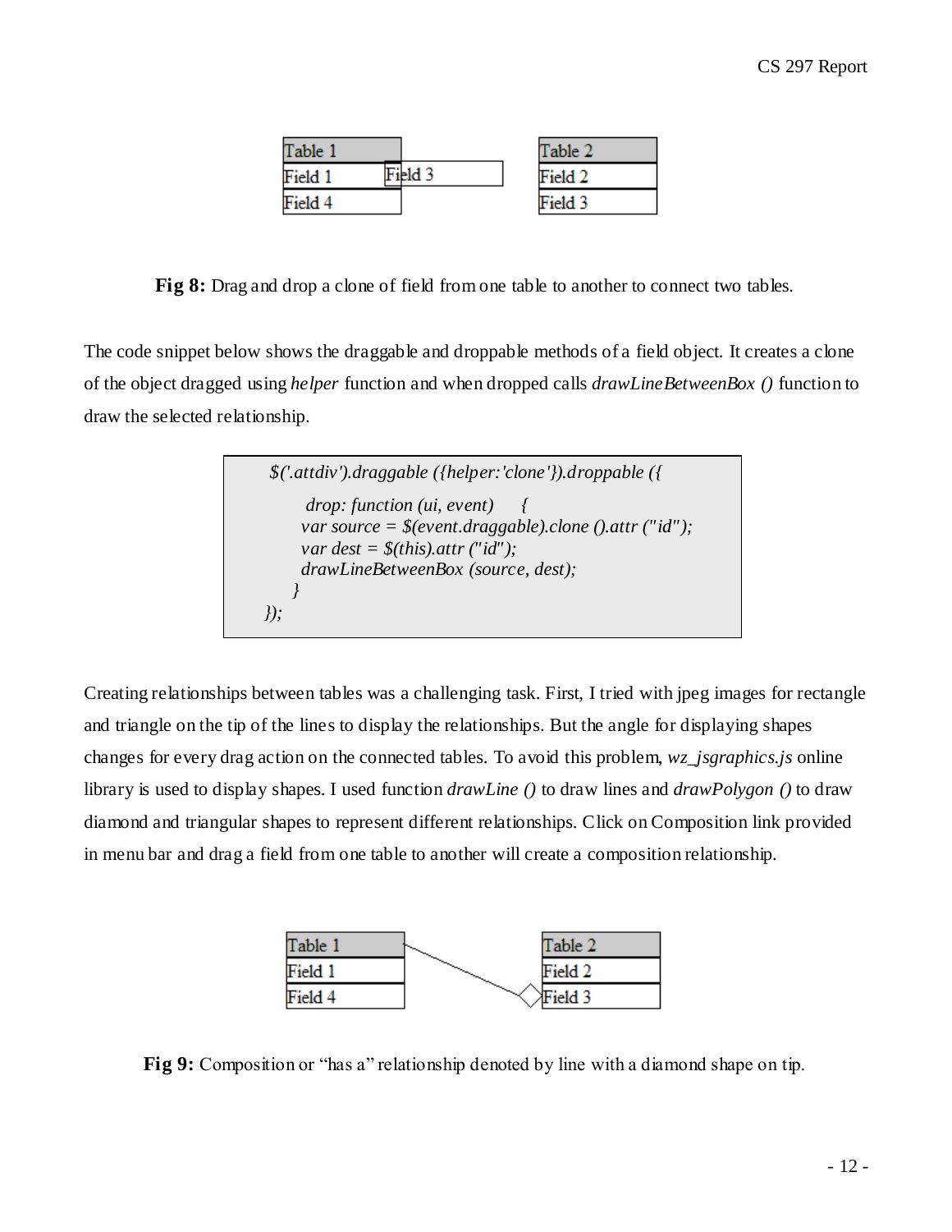| Table 1 |
| --- |
| Field 1 |
| Field 4 |

Field 3

| Table 2 |
| --- |
| Field 2 |
| Field 3 |

**Fig 8:** Drag and drop a clone of field from one table to another to connect two tables.

The code snippet below shows the draggable and droppable methods of a field object. It creates a clone of the object dragged using *helper* function and when dropped calls *drawLineBetweenBox ()* function to draw the selected relationship.

```
$('.attdiv').draggable ({helper:'clone'}).droppable ({
     drop: function (ui, event)     {
    var source = $(event.draggable).clone ().attr ("id");
    var dest = $(this).attr ("id");
    drawLineBetweenBox (source, dest);
  }
});
```

Creating relationships between tables was a challenging task. First, I tried with jpeg images for rectangle and triangle on the tip of the lines to display the relationships. But the angle for displaying shapes changes for every drag action on the connected tables. To avoid this problem, *wz_jsgraphics.js* online library is used to display shapes. I used function *drawLine ()* to draw lines and *drawPolygon ()* to draw diamond and triangular shapes to represent different relationships. Click on Composition link provided in menu bar and drag a field from one table to another will create a composition relationship.

| Table 1 |
| --- |
| Field 1 |
| Field 4 |

| Table 2 |
| --- |
| Field 2 |
| Field 3 |

**Fig 9:** Composition or "has a" relationship denoted by line with a diamond shape on tip.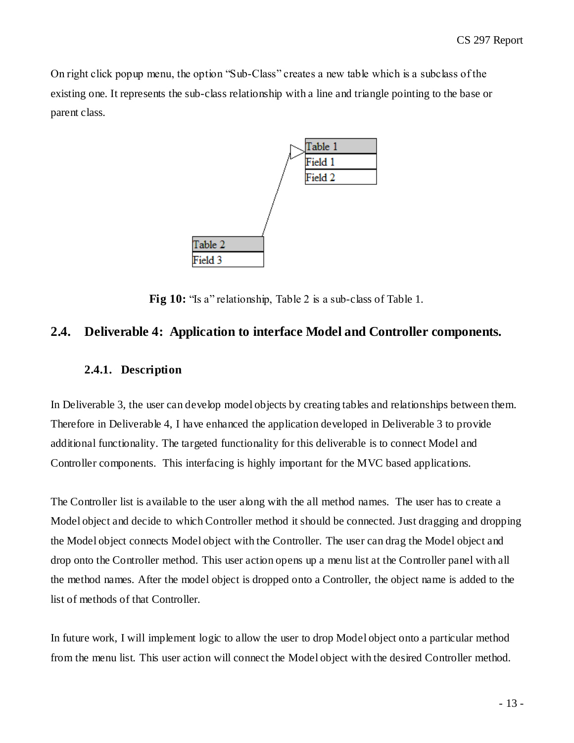On right click popup menu, the option "Sub-Class" creates a new table which is a subclass of the existing one. It represents the sub-class relationship with a line and triangle pointing to the base or parent class.

**Fig 10:** "Is a" relationship, Table 2 is a sub-class of Table 1.

## 2.4. Deliverable 4: Application to interface Model and Controller components.

### 2.4.1. Description

In Deliverable 3, the user can develop model objects by creating tables and relationships between them. Therefore in Deliverable 4, I have enhanced the application developed in Deliverable 3 to provide additional functionality. The targeted functionality for this deliverable is to connect Model and Controller components. This interfacing is highly important for the MVC based applications.

The Controller list is available to the user along with the all method names. The user has to create a Model object and decide to which Controller method it should be connected. Just dragging and dropping the Model object connects Model object with the Controller. The user can drag the Model object and drop onto the Controller method. This user action opens up a menu list at the Controller panel with all the method names. After the model object is dropped onto a Controller, the object name is added to the list of methods of that Controller.

In future work, I will implement logic to allow the user to drop Model object onto a particular method from the menu list. This user action will connect the Model object with the desired Controller method.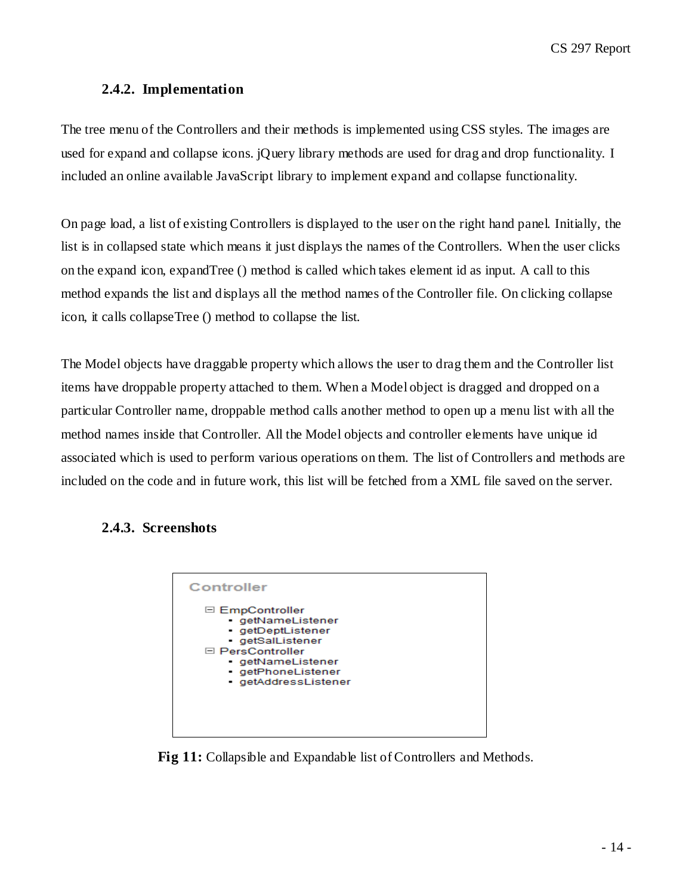### 2.4.2. Implementation

The tree menu of the Controllers and their methods is implemented using CSS styles. The images are used for expand and collapse icons. jQuery library methods are used for drag and drop functionality. I included an online available JavaScript library to implement expand and collapse functionality.

On page load, a list of existing Controllers is displayed to the user on the right hand panel. Initially, the list is in collapsed state which means it just displays the names of the Controllers. When the user clicks on the expand icon, expandTree () method is called which takes element id as input. A call to this method expands the list and displays all the method names of the Controller file. On clicking collapse icon, it calls collapseTree () method to collapse the list.

The Model objects have draggable property which allows the user to drag them and the Controller list items have droppable property attached to them. When a Model object is dragged and dropped on a particular Controller name, droppable method calls another method to open up a menu list with all the method names inside that Controller. All the Model objects and controller elements have unique id associated which is used to perform various operations on them. The list of Controllers and methods are included on the code and in future work, this list will be fetched from a XML file saved on the server.

### 2.4.3. Screenshots

Controller

- EmpController
  - getNameListener
  - getDeptListener
  - getSalListener
- PersController
  - getNameListener
  - getPhoneListener
  - getAddressListener

**Fig 11:** Collapsible and Expandable list of Controllers and Methods.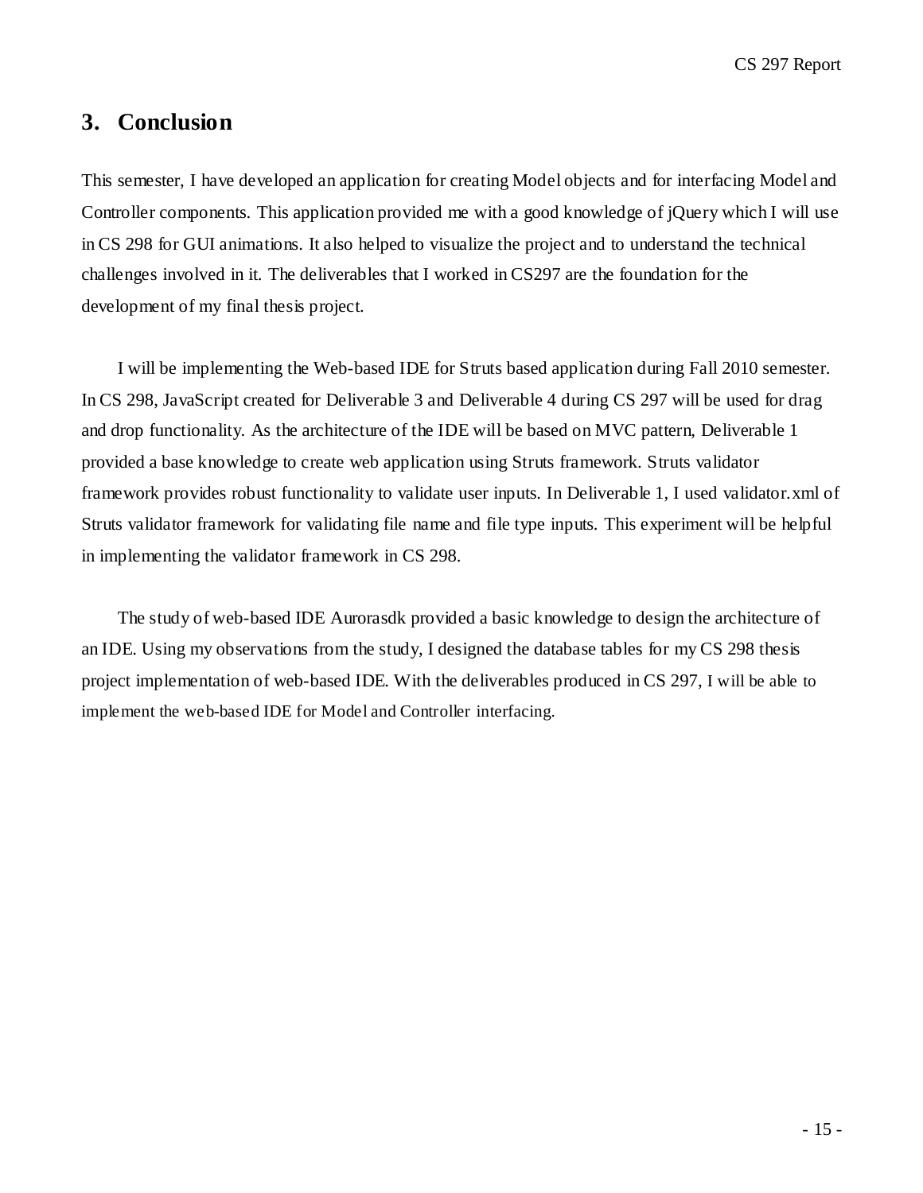## 3. Conclusion

This semester, I have developed an application for creating Model objects and for interfacing Model and Controller components. This application provided me with a good knowledge of jQuery which I will use in CS 298 for GUI animations. It also helped to visualize the project and to understand the technical challenges involved in it. The deliverables that I worked in CS297 are the foundation for the development of my final thesis project.

I will be implementing the Web-based IDE for Struts based application during Fall 2010 semester. In CS 298, JavaScript created for Deliverable 3 and Deliverable 4 during CS 297 will be used for drag and drop functionality. As the architecture of the IDE will be based on MVC pattern, Deliverable 1 provided a base knowledge to create web application using Struts framework. Struts validator framework provides robust functionality to validate user inputs. In Deliverable 1, I used validator.xml of Struts validator framework for validating file name and file type inputs. This experiment will be helpful in implementing the validator framework in CS 298.

The study of web-based IDE Aurorasdk provided a basic knowledge to design the architecture of an IDE. Using my observations from the study, I designed the database tables for my CS 298 thesis project implementation of web-based IDE. With the deliverables produced in CS 297, I will be able to implement the web-based IDE for Model and Controller interfacing.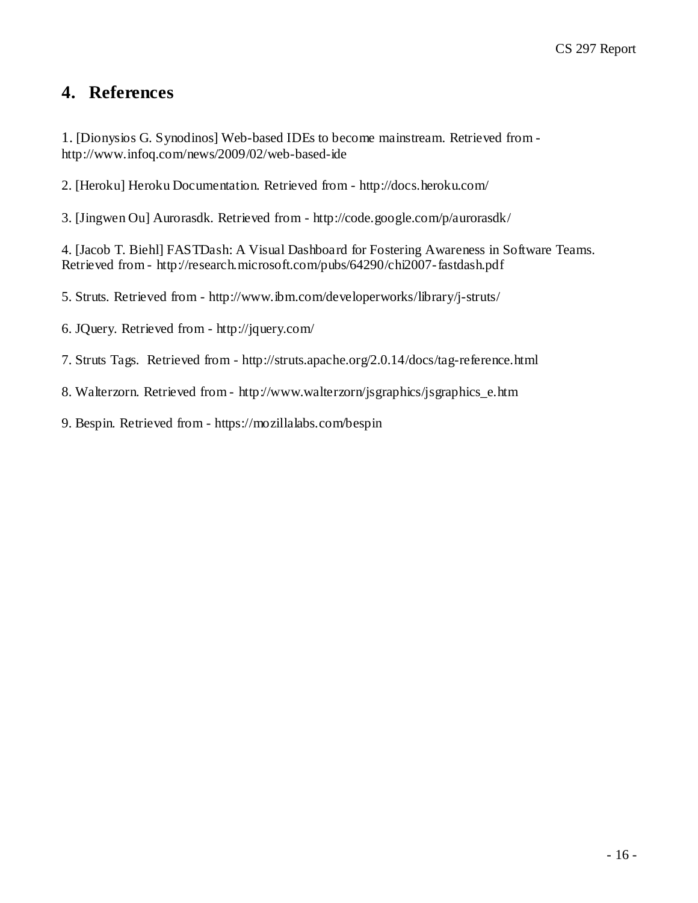## 4. References

1. [Dionysios G. Synodinos] Web-based IDEs to become mainstream. Retrieved from - http://www.infoq.com/news/2009/02/web-based-ide

2. [Heroku] Heroku Documentation. Retrieved from - http://docs.heroku.com/

3. [Jingwen Ou] Aurorasdk. Retrieved from - http://code.google.com/p/aurorasdk/

4. [Jacob T. Biehl] FASTDash: A Visual Dashboard for Fostering Awareness in Software Teams. Retrieved from - http://research.microsoft.com/pubs/64290/chi2007-fastdash.pdf

5. Struts. Retrieved from - http://www.ibm.com/developerworks/library/j-struts/

6. JQuery. Retrieved from - http://jquery.com/

7. Struts Tags. Retrieved from - http://struts.apache.org/2.0.14/docs/tag-reference.html

8. Walterzorn. Retrieved from - http://www.walterzorn/jsgraphics/jsgraphics_e.htm

9. Bespin. Retrieved from - https://mozillalabs.com/bespin